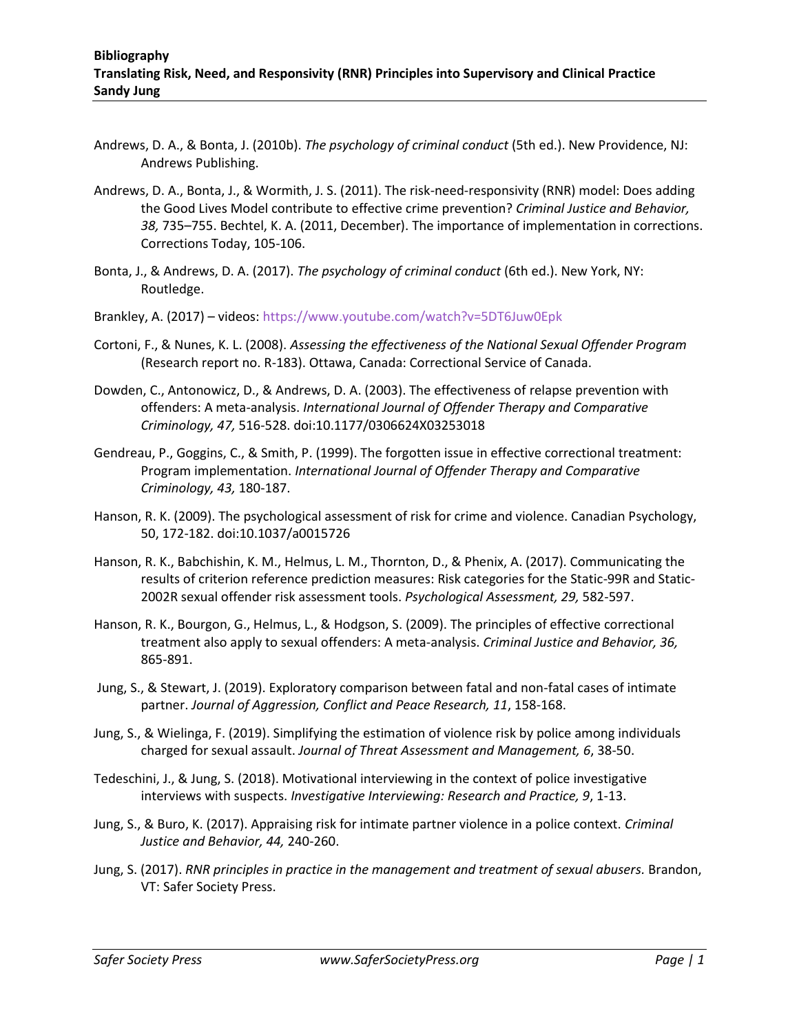**Bibliography**
**Translating Risk, Need, and Responsivity (RNR) Principles into Supervisory and Clinical Practice**
**Sandy Jung**

Andrews, D. A., & Bonta, J. (2010b). *The psychology of criminal conduct* (5th ed.). New Providence, NJ: Andrews Publishing.

Andrews, D. A., Bonta, J., & Wormith, J. S. (2011). The risk-need-responsivity (RNR) model: Does adding the Good Lives Model contribute to effective crime prevention? *Criminal Justice and Behavior, 38,* 735–755. Bechtel, K. A. (2011, December). The importance of implementation in corrections. Corrections Today, 105-106.

Bonta, J., & Andrews, D. A. (2017). *The psychology of criminal conduct* (6th ed.). New York, NY: Routledge.

Brankley, A. (2017) – videos: https://www.youtube.com/watch?v=5DT6Juw0Epk

Cortoni, F., & Nunes, K. L. (2008). *Assessing the effectiveness of the National Sexual Offender Program* (Research report no. R-183). Ottawa, Canada: Correctional Service of Canada.

Dowden, C., Antonowicz, D., & Andrews, D. A. (2003). The effectiveness of relapse prevention with offenders: A meta-analysis. *International Journal of Offender Therapy and Comparative Criminology, 47,* 516-528. doi:10.1177/0306624X03253018

Gendreau, P., Goggins, C., & Smith, P. (1999). The forgotten issue in effective correctional treatment: Program implementation. *International Journal of Offender Therapy and Comparative Criminology, 43,* 180-187.

Hanson, R. K. (2009). The psychological assessment of risk for crime and violence. Canadian Psychology, 50, 172-182. doi:10.1037/a0015726

Hanson, R. K., Babchishin, K. M., Helmus, L. M., Thornton, D., & Phenix, A. (2017). Communicating the results of criterion reference prediction measures: Risk categories for the Static-99R and Static-2002R sexual offender risk assessment tools. *Psychological Assessment, 29,* 582-597.

Hanson, R. K., Bourgon, G., Helmus, L., & Hodgson, S. (2009). The principles of effective correctional treatment also apply to sexual offenders: A meta-analysis. *Criminal Justice and Behavior, 36,* 865-891.

Jung, S., & Stewart, J. (2019). Exploratory comparison between fatal and non-fatal cases of intimate partner. *Journal of Aggression, Conflict and Peace Research, 11*, 158-168.

Jung, S., & Wielinga, F. (2019). Simplifying the estimation of violence risk by police among individuals charged for sexual assault. *Journal of Threat Assessment and Management, 6*, 38-50.

Tedeschini, J., & Jung, S. (2018). Motivational interviewing in the context of police investigative interviews with suspects. *Investigative Interviewing: Research and Practice, 9*, 1-13.

Jung, S., & Buro, K. (2017). Appraising risk for intimate partner violence in a police context. *Criminal Justice and Behavior, 44,* 240-260.

Jung, S. (2017). *RNR principles in practice in the management and treatment of sexual abusers.* Brandon, VT: Safer Society Press.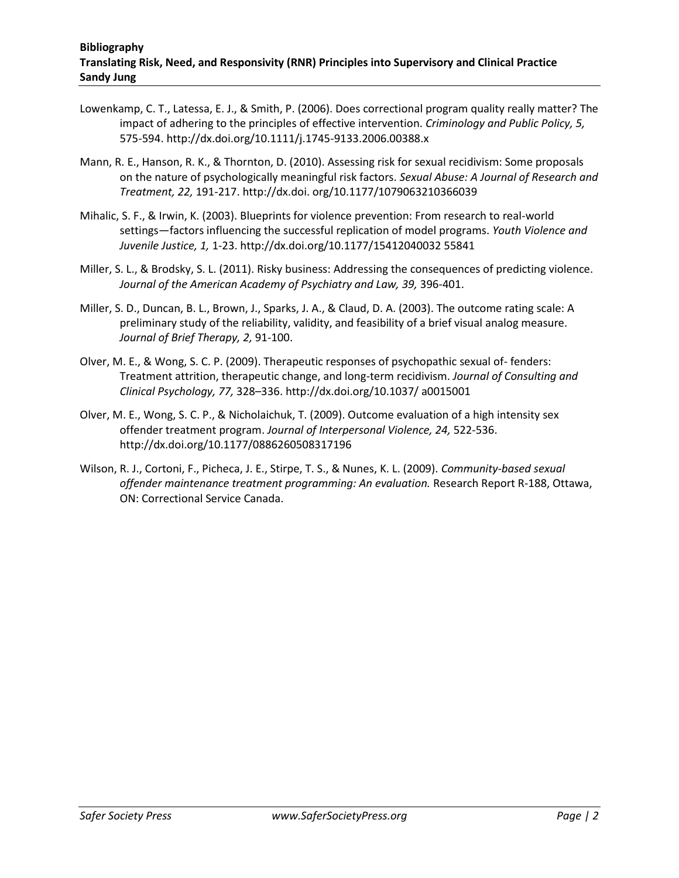Lowenkamp, C. T., Latessa, E. J., & Smith, P. (2006). Does correctional program quality really matter? The impact of adhering to the principles of effective intervention. *Criminology and Public Policy, 5,* 575-594. http://dx.doi.org/10.1111/j.1745-9133.2006.00388.x

Mann, R. E., Hanson, R. K., & Thornton, D. (2010). Assessing risk for sexual recidivism: Some proposals on the nature of psychologically meaningful risk factors. *Sexual Abuse: A Journal of Research and Treatment, 22,* 191-217. http://dx.doi. org/10.1177/1079063210366039

Mihalic, S. F., & Irwin, K. (2003). Blueprints for violence prevention: From research to real-world settings—factors influencing the successful replication of model programs. *Youth Violence and Juvenile Justice, 1,* 1-23. http://dx.doi.org/10.1177/15412040032 55841

Miller, S. L., & Brodsky, S. L. (2011). Risky business: Addressing the consequences of predicting violence. *Journal of the American Academy of Psychiatry and Law, 39,* 396-401.

Miller, S. D., Duncan, B. L., Brown, J., Sparks, J. A., & Claud, D. A. (2003). The outcome rating scale: A preliminary study of the reliability, validity, and feasibility of a brief visual analog measure. *Journal of Brief Therapy, 2,* 91-100.

Olver, M. E., & Wong, S. C. P. (2009). Therapeutic responses of psychopathic sexual of- fenders: Treatment attrition, therapeutic change, and long-term recidivism. *Journal of Consulting and Clinical Psychology, 77,* 328–336. http://dx.doi.org/10.1037/ a0015001

Olver, M. E., Wong, S. C. P., & Nicholaichuk, T. (2009). Outcome evaluation of a high intensity sex offender treatment program. *Journal of Interpersonal Violence, 24,* 522-536. http://dx.doi.org/10.1177/0886260508317196

Wilson, R. J., Cortoni, F., Picheca, J. E., Stirpe, T. S., & Nunes, K. L. (2009). *Community-based sexual offender maintenance treatment programming: An evaluation.* Research Report R-188, Ottawa, ON: Correctional Service Canada.